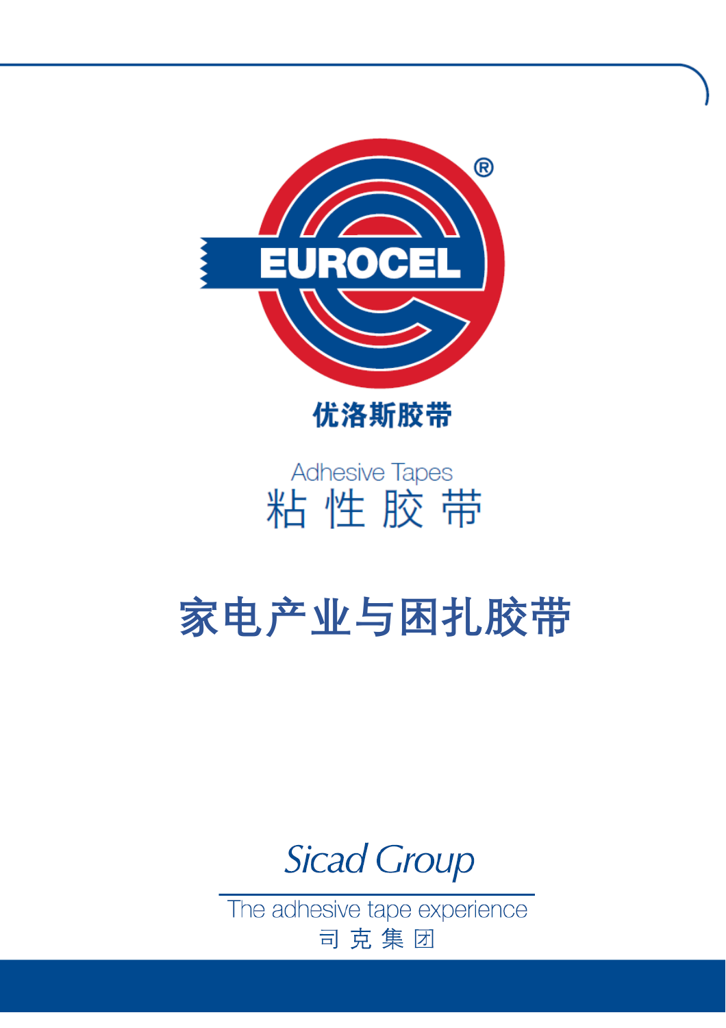EUROCEL®

优洛斯胶带

Adhesive Tapes

粘 性 胶 带

# 家电产业与困扎胶带

Sicad Group

The adhesive tape experience

司 克 集 团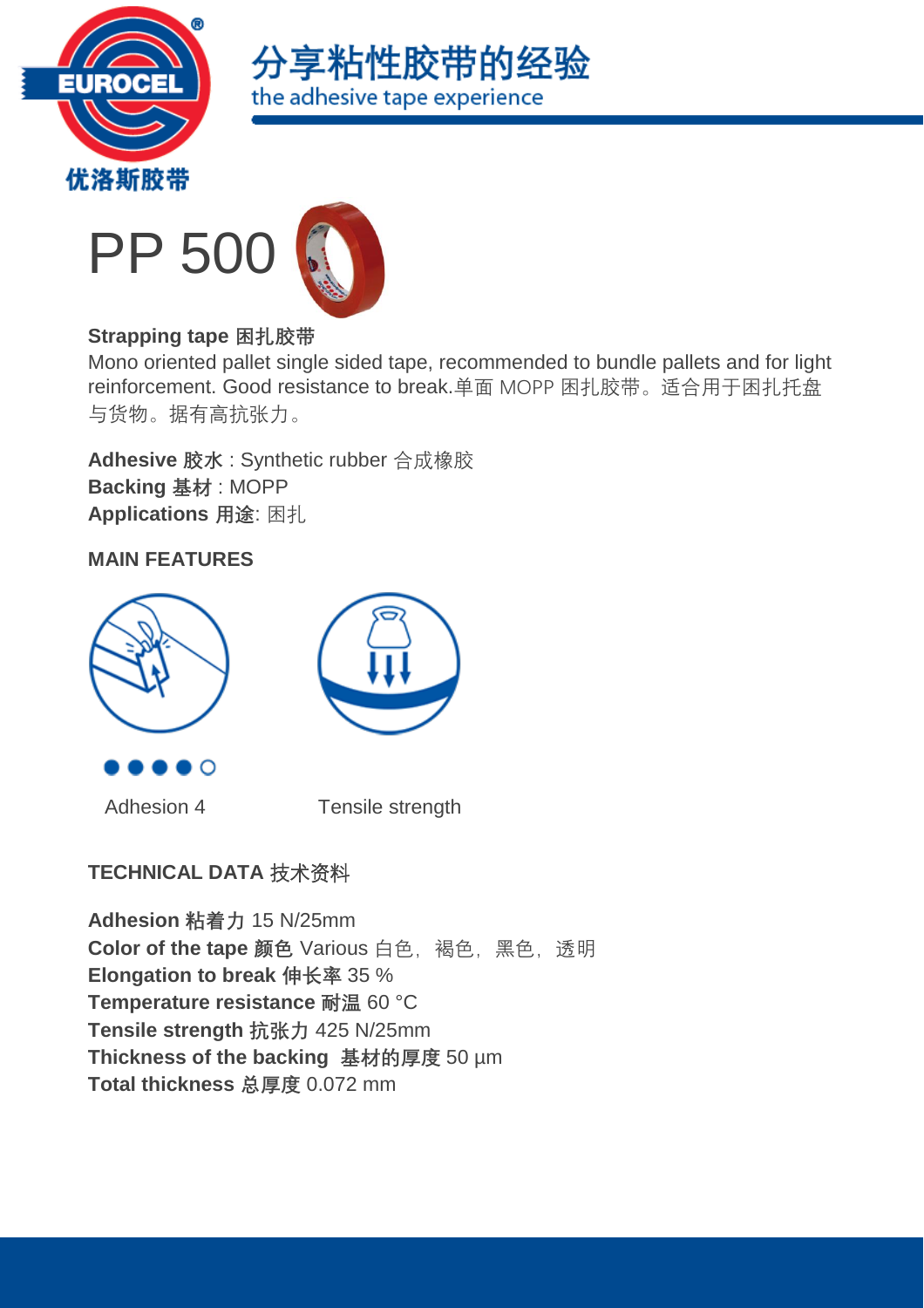# PP 500

**Strapping tape 困扎胶带**
Mono oriented pallet single sided tape, recommended to bundle pallets and for light reinforcement. Good resistance to break.单面 MOPP 困扎胶带。适合用于困扎托盘与货物。据有高抗张力。

**Adhesive 胶水** : Synthetic rubber 合成橡胶
**Backing 基材** : MOPP
**Applications 用途**: 困扎

## MAIN FEATURES

Adhesion 4

Tensile strength

## TECHNICAL DATA 技术资料

**Adhesion 粘着力** 15 N/25mm
**Color of the tape 颜色** Various 白色，褐色，黑色，透明
**Elongation to break 伸长率** 35 %
**Temperature resistance 耐温** 60 °C
**Tensile strength 抗张力** 425 N/25mm
**Thickness of the backing 基材的厚度** 50 µm
**Total thickness 总厚度** 0.072 mm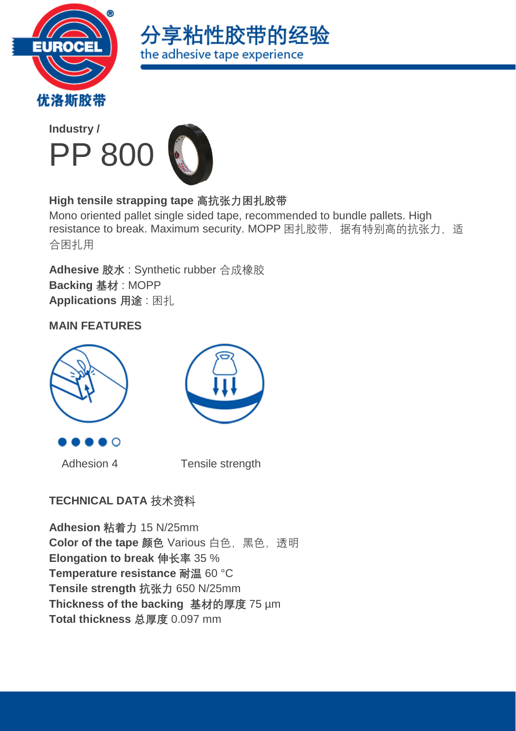Industry /

# PP 800

**High tensile strapping tape 高抗张力困扎胶带**
Mono oriented pallet single sided tape, recommended to bundle pallets. High resistance to break. Maximum security. MOPP 困扎胶带，据有特别高的抗张力，适合困扎用

**Adhesive 胶水** : Synthetic rubber 合成橡胶
**Backing 基材** : MOPP
**Applications 用途** : 困扎

## MAIN FEATURES

Adhesion 4

Tensile strength

## TECHNICAL DATA 技术资料

**Adhesion 粘着力** 15 N/25mm
**Color of the tape 颜色** Various 白色，黑色，透明
**Elongation to break 伸长率** 35 %
**Temperature resistance 耐温** 60 °C
**Tensile strength 抗张力** 650 N/25mm
**Thickness of the backing 基材的厚度** 75 µm
**Total thickness 总厚度** 0.097 mm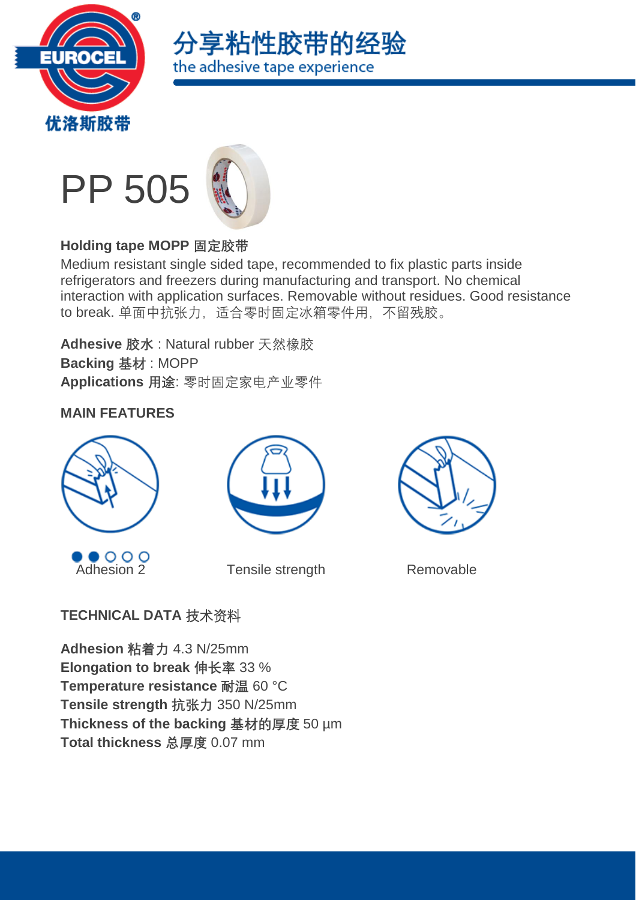# PP 505

**Holding tape MOPP 固定胶带**

Medium resistant single sided tape, recommended to fix plastic parts inside refrigerators and freezers during manufacturing and transport. No chemical interaction with application surfaces. Removable without residues. Good resistance to break. 单面中抗张力，适合零时固定冰箱零件用，不留残胶。

**Adhesive 胶水** : Natural rubber 天然橡胶
**Backing 基材** : MOPP
**Applications 用途**: 零时固定家电产业零件

## MAIN FEATURES

●●○○○ Adhesion 2

Tensile strength

Removable

## TECHNICAL DATA 技术资料

**Adhesion 粘着力** 4.3 N/25mm
**Elongation to break 伸长率** 33 %
**Temperature resistance 耐温** 60 °C
**Tensile strength 抗张力** 350 N/25mm
**Thickness of the backing 基材的厚度** 50 µm
**Total thickness 总厚度** 0.07 mm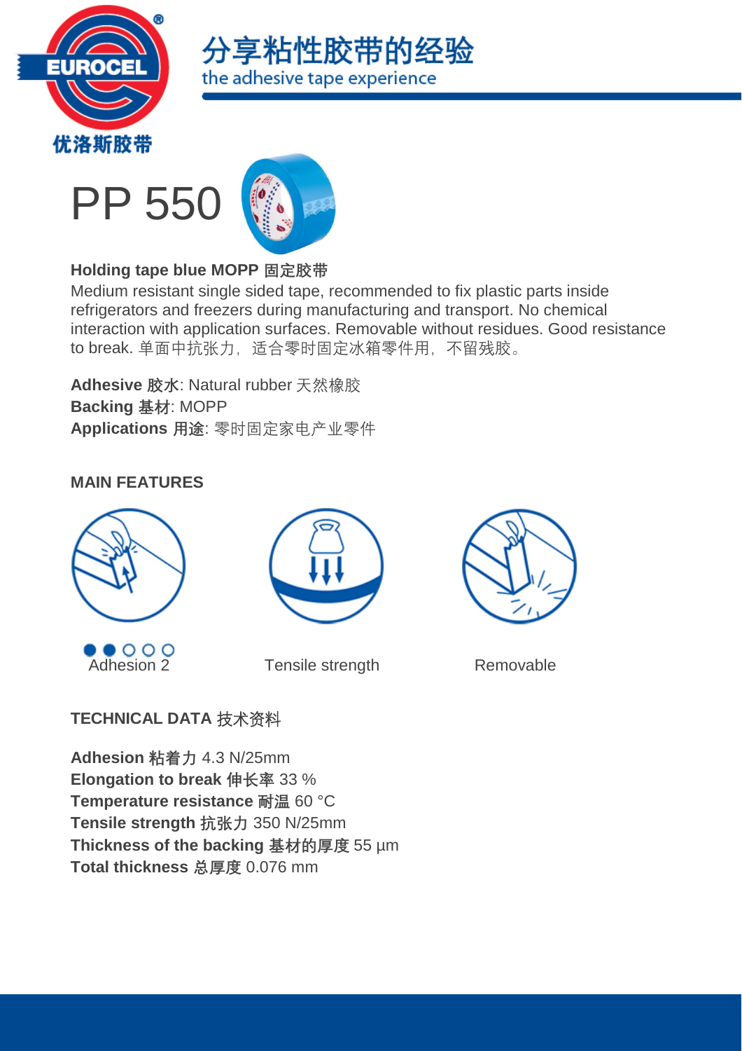# PP 550

**Holding tape blue MOPP 固定胶带**
Medium resistant single sided tape, recommended to fix plastic parts inside refrigerators and freezers during manufacturing and transport. No chemical interaction with application surfaces. Removable without residues. Good resistance to break. 单面中抗张力，适合零时固定冰箱零件用，不留残胶。

**Adhesive 胶水**: Natural rubber 天然橡胶
**Backing 基材**: MOPP
**Applications 用途**: 零时固定家电产业零件

## MAIN FEATURES

●●○○○ Adhesion 2

Tensile strength

Removable

## TECHNICAL DATA 技术资料

**Adhesion 粘着力** 4.3 N/25mm
**Elongation to break 伸长率** 33 %
**Temperature resistance 耐温** 60 °C
**Tensile strength 抗张力** 350 N/25mm
**Thickness of the backing 基材的厚度** 55 µm
**Total thickness 总厚度** 0.076 mm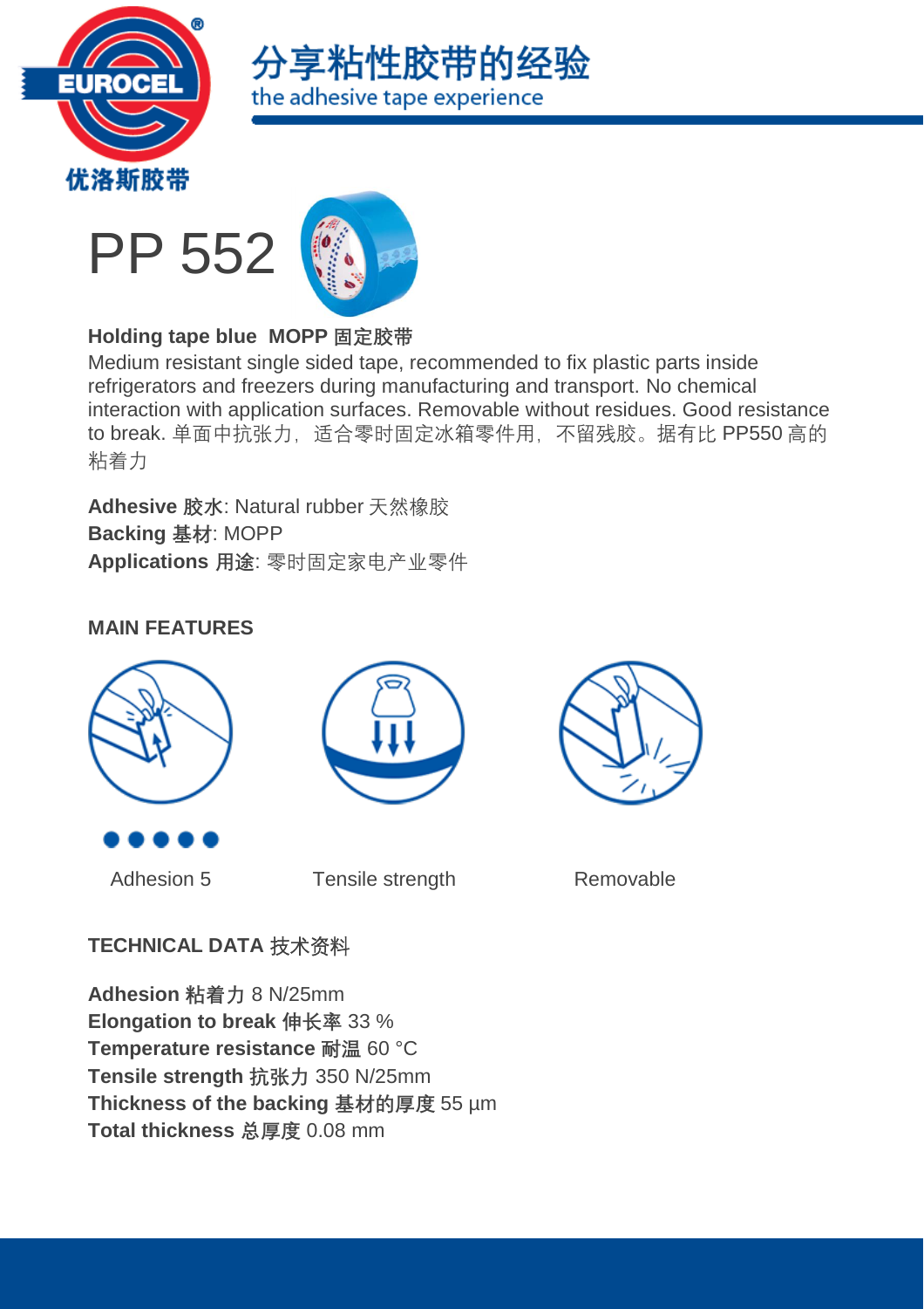# PP 552

**Holding tape blue  MOPP 固定胶带**
Medium resistant single sided tape, recommended to fix plastic parts inside refrigerators and freezers during manufacturing and transport. No chemical interaction with application surfaces. Removable without residues. Good resistance to break. 单面中抗张力，适合零时固定冰箱零件用，不留残胶。据有比 PP550 高的粘着力

**Adhesive 胶水**: Natural rubber 天然橡胶
**Backing 基材**: MOPP
**Applications 用途**: 零时固定家电产业零件

## MAIN FEATURES

Adhesion 5

Tensile strength

Removable

## TECHNICAL DATA 技术资料

**Adhesion 粘着力** 8 N/25mm
**Elongation to break 伸长率** 33 %
**Temperature resistance 耐温** 60 °C
**Tensile strength 抗张力** 350 N/25mm
**Thickness of the backing 基材的厚度** 55 µm
**Total thickness 总厚度** 0.08 mm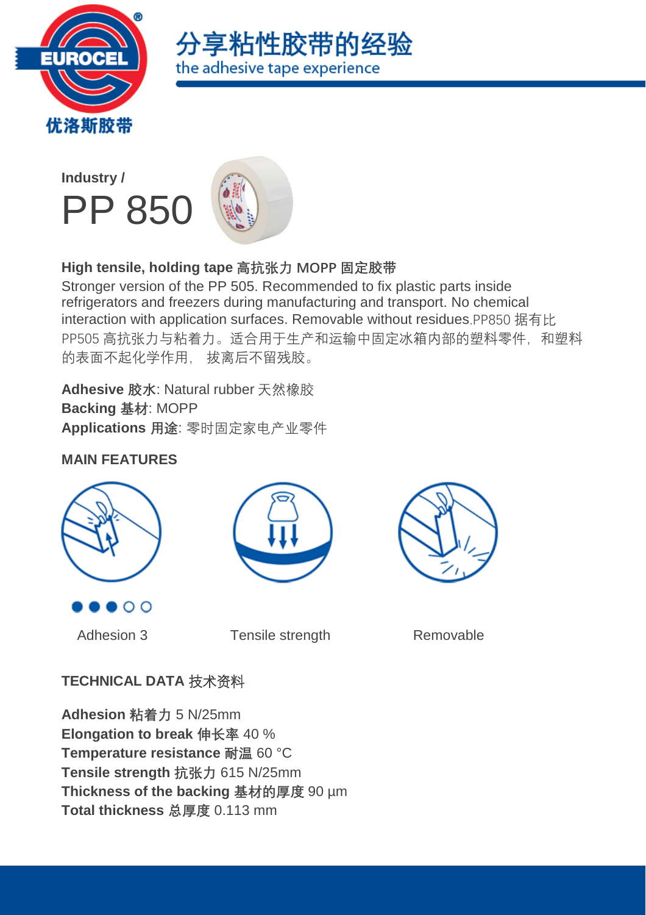EUROCEL

优洛斯胶带

分享粘性胶带的经验

the adhesive tape experience

**Industry /**

# PP 850

**High tensile, holding tape 高抗张力 MOPP 固定胶带**

Stronger version of the PP 505. Recommended to fix plastic parts inside refrigerators and freezers during manufacturing and transport. No chemical interaction with application surfaces. Removable without residues.PP850 据有比PP505 高抗张力与粘着力。适合用于生产和运输中固定冰箱内部的塑料零件，和塑料的表面不起化学作用， 拔离后不留残胶。

**Adhesive 胶水**: Natural rubber 天然橡胶
**Backing 基材**: MOPP
**Applications 用途**: 零时固定家电产业零件

**MAIN FEATURES**

●●●○○

Adhesion 3

Tensile strength

Removable

**TECHNICAL DATA 技术资料**

**Adhesion 粘着力** 5 N/25mm
**Elongation to break 伸长率** 40 %
**Temperature resistance 耐温** 60 °C
**Tensile strength 抗张力** 615 N/25mm
**Thickness of the backing 基材的厚度** 90 µm
**Total thickness 总厚度** 0.113 mm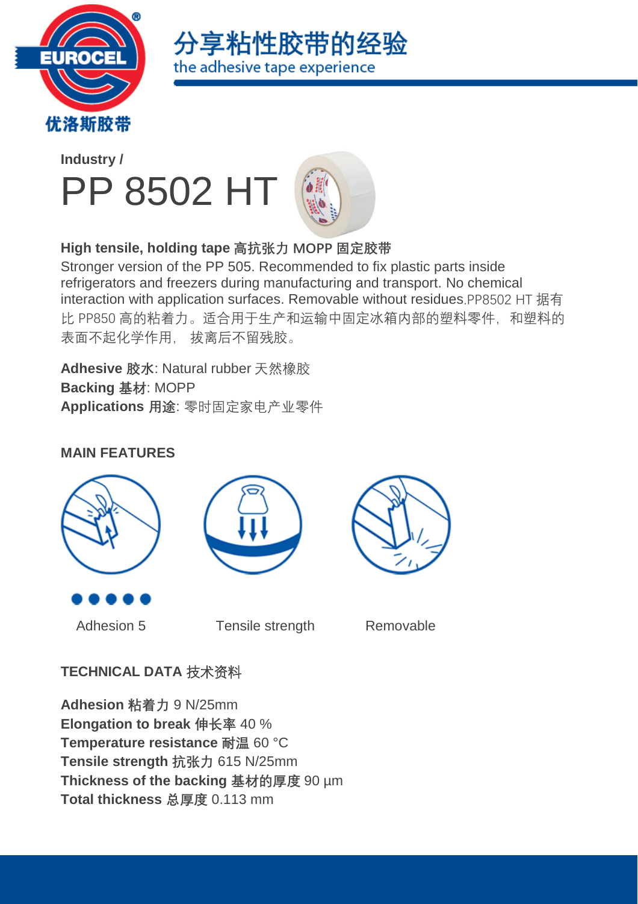分享粘性胶带的经验
the adhesive tape experience

**Industry /**

# PP 8502 HT

**High tensile, holding tape 高抗张力 MOPP 固定胶带**

Stronger version of the PP 505. Recommended to fix plastic parts inside refrigerators and freezers during manufacturing and transport. No chemical interaction with application surfaces. Removable without residues.PP8502 HT 据有比 PP850 高的粘着力。适合用于生产和运输中固定冰箱内部的塑料零件，和塑料的表面不起化学作用， 拔离后不留残胶。

**Adhesive 胶水**: Natural rubber 天然橡胶
**Backing 基材**: MOPP
**Applications 用途**: 零时固定家电产业零件

**MAIN FEATURES**

Adhesion 5

Tensile strength

Removable

**TECHNICAL DATA 技术资料**

**Adhesion 粘着力** 9 N/25mm
**Elongation to break 伸长率** 40 %
**Temperature resistance 耐温** 60 °C
**Tensile strength 抗张力** 615 N/25mm
**Thickness of the backing 基材的厚度** 90 µm
**Total thickness 总厚度** 0.113 mm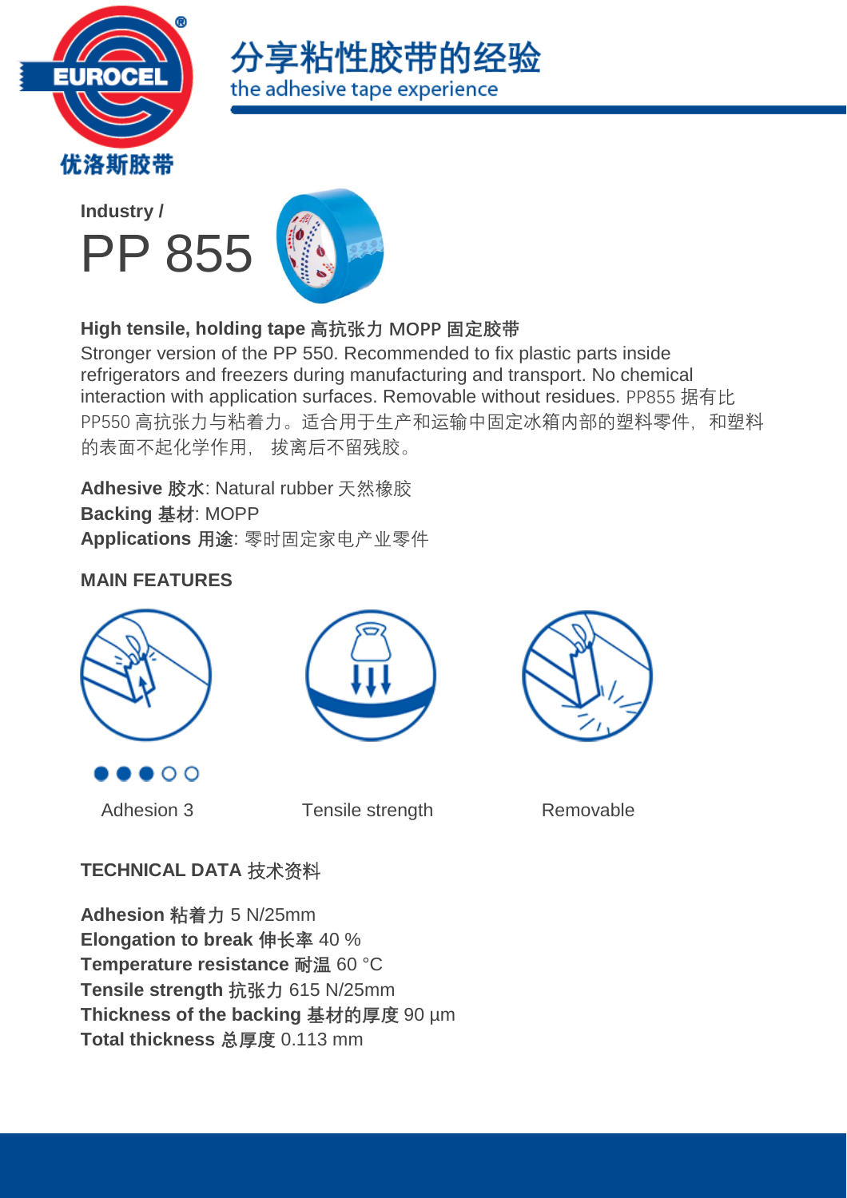Industry /

# PP 855

**High tensile, holding tape 高抗张力 MOPP 固定胶带**

Stronger version of the PP 550. Recommended to fix plastic parts inside refrigerators and freezers during manufacturing and transport. No chemical interaction with application surfaces. Removable without residues. PP855 据有比 PP550 高抗张力与粘着力。适合用于生产和运输中固定冰箱内部的塑料零件，和塑料的表面不起化学作用， 拔离后不留残胶。

**Adhesive 胶水**: Natural rubber 天然橡胶
**Backing 基材**: MOPP
**Applications 用途**: 零时固定家电产业零件

## MAIN FEATURES

●●●○○

Adhesion 3

Tensile strength

Removable

## TECHNICAL DATA 技术资料

**Adhesion 粘着力** 5 N/25mm
**Elongation to break 伸长率** 40 %
**Temperature resistance 耐温** 60 °C
**Tensile strength 抗张力** 615 N/25mm
**Thickness of the backing 基材的厚度** 90 µm
**Total thickness 总厚度** 0.113 mm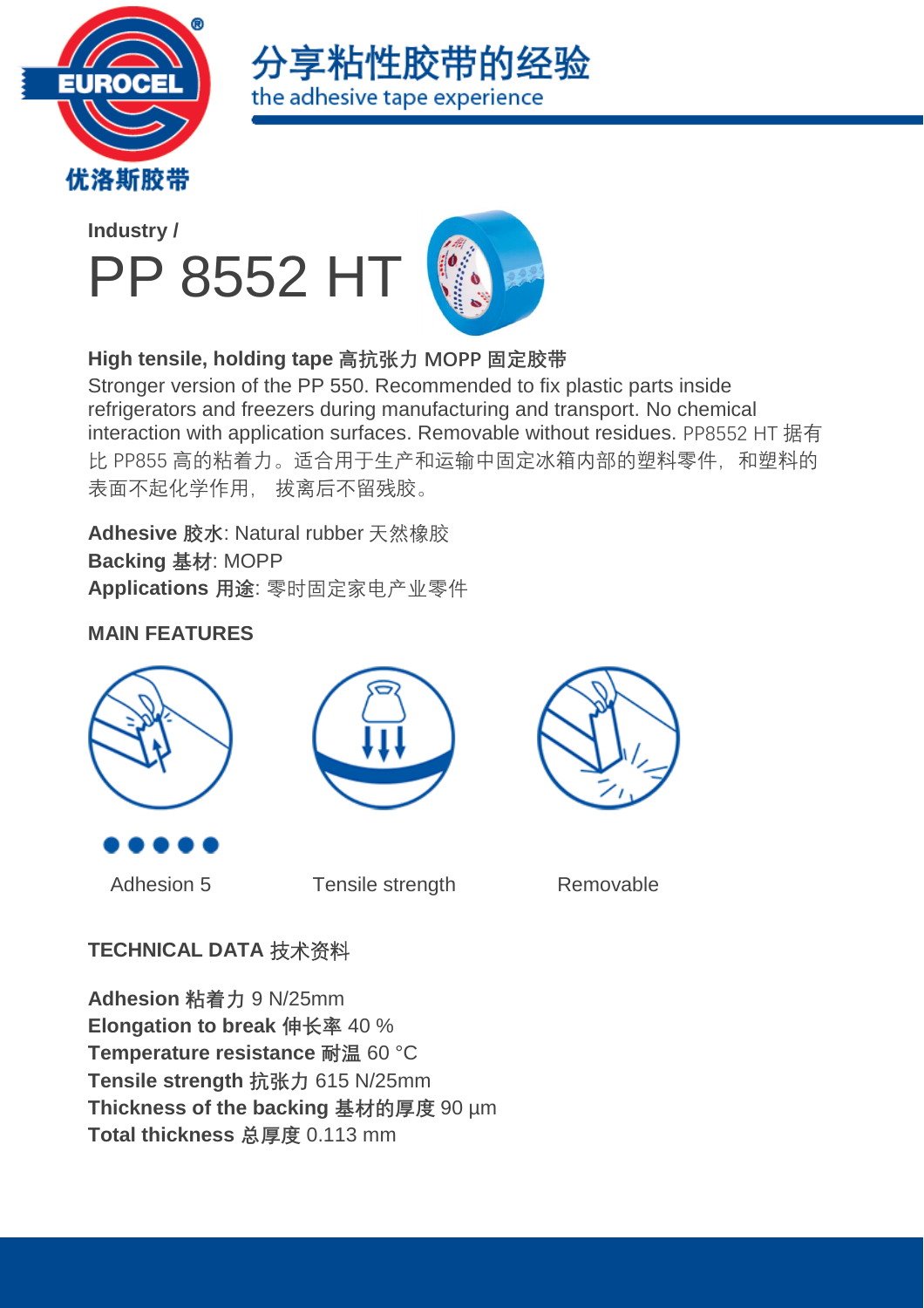分享粘性胶带的经验

the adhesive tape experience

**Industry /**

# PP 8552 HT

**High tensile, holding tape 高抗张力 MOPP 固定胶带**

Stronger version of the PP 550. Recommended to fix plastic parts inside refrigerators and freezers during manufacturing and transport. No chemical interaction with application surfaces. Removable without residues. PP8552 HT 据有比 PP855 高的粘着力。适合用于生产和运输中固定冰箱内部的塑料零件，和塑料的表面不起化学作用， 拔离后不留残胶。

**Adhesive 胶水**: Natural rubber 天然橡胶
**Backing 基材**: MOPP
**Applications 用途**: 零时固定家电产业零件

**MAIN FEATURES**

Adhesion 5

Tensile strength

Removable

**TECHNICAL DATA** 技术资料

**Adhesion 粘着力** 9 N/25mm
**Elongation to break 伸长率** 40 %
**Temperature resistance 耐温** 60 °C
**Tensile strength 抗张力** 615 N/25mm
**Thickness of the backing 基材的厚度** 90 µm
**Total thickness 总厚度** 0.113 mm